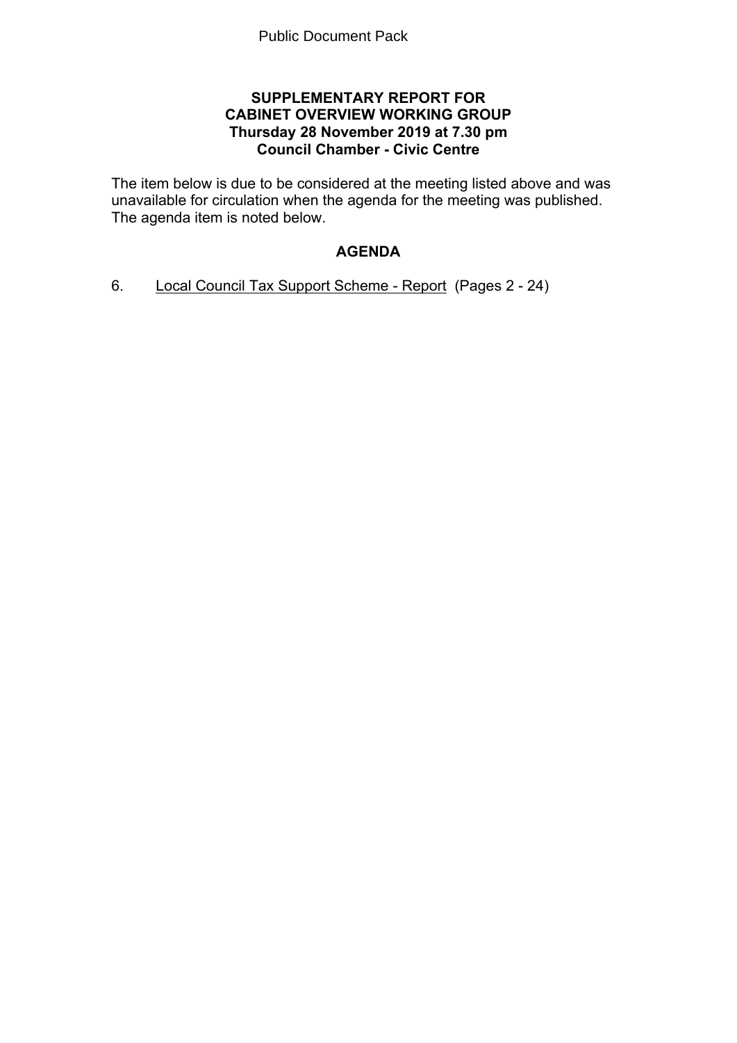Public Document Pack

**SUPPLEMENTARY REPORT FOR**
**CABINET OVERVIEW WORKING GROUP**
**Thursday 28 November 2019 at 7.30 pm**
**Council Chamber - Civic Centre**

The item below is due to be considered at the meeting listed above and was unavailable for circulation when the agenda for the meeting was published. The agenda item is noted below.

## AGENDA

6. Local Council Tax Support Scheme - Report (Pages 2 - 24)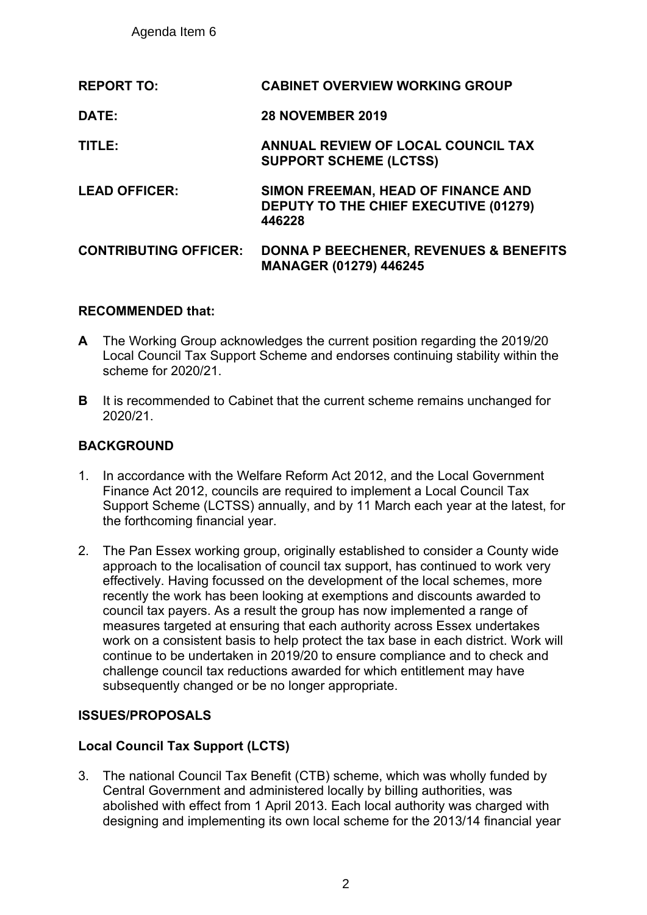Agenda Item 6

| | |
|---|---|
| **REPORT TO:** | **CABINET OVERVIEW WORKING GROUP** |
| **DATE:** | **28 NOVEMBER 2019** |
| **TITLE:** | **ANNUAL REVIEW OF LOCAL COUNCIL TAX SUPPORT SCHEME (LCTSS)** |
| **LEAD OFFICER:** | **SIMON FREEMAN, HEAD OF FINANCE AND DEPUTY TO THE CHIEF EXECUTIVE (01279) 446228** |
| **CONTRIBUTING OFFICER:** | **DONNA P BEECHENER, REVENUES & BENEFITS MANAGER (01279) 446245** |

**RECOMMENDED that:**

**A** The Working Group acknowledges the current position regarding the 2019/20 Local Council Tax Support Scheme and endorses continuing stability within the scheme for 2020/21.

**B** It is recommended to Cabinet that the current scheme remains unchanged for 2020/21.

## BACKGROUND

1. In accordance with the Welfare Reform Act 2012, and the Local Government Finance Act 2012, councils are required to implement a Local Council Tax Support Scheme (LCTSS) annually, and by 11 March each year at the latest, for the forthcoming financial year.

2. The Pan Essex working group, originally established to consider a County wide approach to the localisation of council tax support, has continued to work very effectively. Having focussed on the development of the local schemes, more recently the work has been looking at exemptions and discounts awarded to council tax payers. As a result the group has now implemented a range of measures targeted at ensuring that each authority across Essex undertakes work on a consistent basis to help protect the tax base in each district. Work will continue to be undertaken in 2019/20 to ensure compliance and to check and challenge council tax reductions awarded for which entitlement may have subsequently changed or be no longer appropriate.

## ISSUES/PROPOSALS

### Local Council Tax Support (LCTS)

3. The national Council Tax Benefit (CTB) scheme, which was wholly funded by Central Government and administered locally by billing authorities, was abolished with effect from 1 April 2013. Each local authority was charged with designing and implementing its own local scheme for the 2013/14 financial year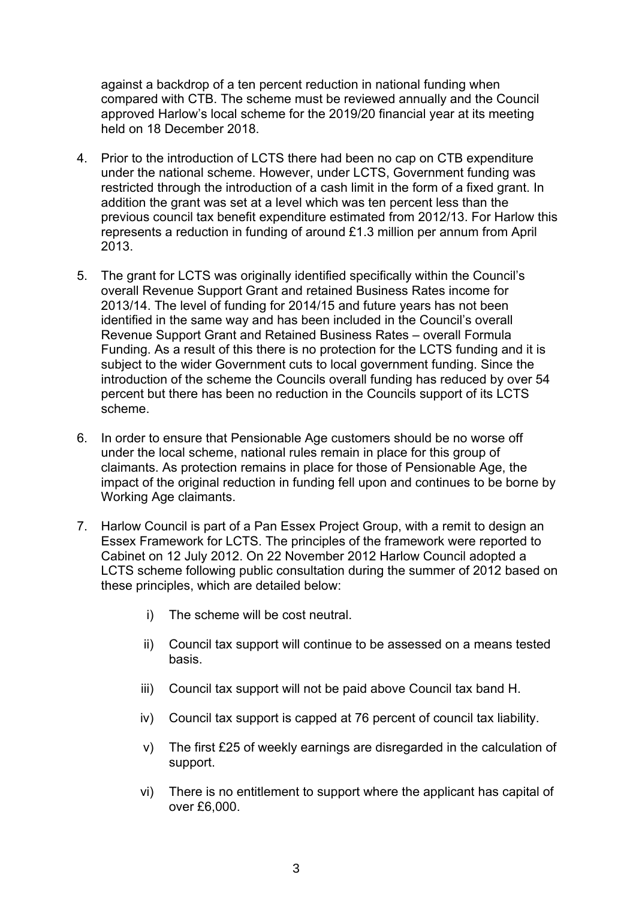against a backdrop of a ten percent reduction in national funding when compared with CTB. The scheme must be reviewed annually and the Council approved Harlow's local scheme for the 2019/20 financial year at its meeting held on 18 December 2018.

4. Prior to the introduction of LCTS there had been no cap on CTB expenditure under the national scheme. However, under LCTS, Government funding was restricted through the introduction of a cash limit in the form of a fixed grant. In addition the grant was set at a level which was ten percent less than the previous council tax benefit expenditure estimated from 2012/13. For Harlow this represents a reduction in funding of around £1.3 million per annum from April 2013.

5. The grant for LCTS was originally identified specifically within the Council's overall Revenue Support Grant and retained Business Rates income for 2013/14. The level of funding for 2014/15 and future years has not been identified in the same way and has been included in the Council's overall Revenue Support Grant and Retained Business Rates – overall Formula Funding. As a result of this there is no protection for the LCTS funding and it is subject to the wider Government cuts to local government funding. Since the introduction of the scheme the Councils overall funding has reduced by over 54 percent but there has been no reduction in the Councils support of its LCTS scheme.

6. In order to ensure that Pensionable Age customers should be no worse off under the local scheme, national rules remain in place for this group of claimants. As protection remains in place for those of Pensionable Age, the impact of the original reduction in funding fell upon and continues to be borne by Working Age claimants.

7. Harlow Council is part of a Pan Essex Project Group, with a remit to design an Essex Framework for LCTS. The principles of the framework were reported to Cabinet on 12 July 2012. On 22 November 2012 Harlow Council adopted a LCTS scheme following public consultation during the summer of 2012 based on these principles, which are detailed below:

    i) The scheme will be cost neutral.

    ii) Council tax support will continue to be assessed on a means tested basis.

    iii) Council tax support will not be paid above Council tax band H.

    iv) Council tax support is capped at 76 percent of council tax liability.

    v) The first £25 of weekly earnings are disregarded in the calculation of support.

    vi) There is no entitlement to support where the applicant has capital of over £6,000.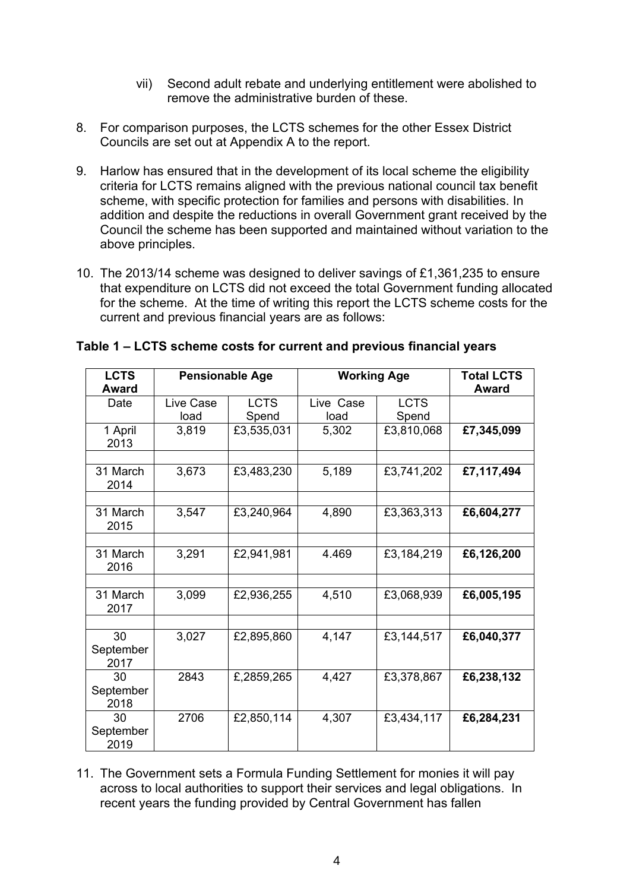vii) Second adult rebate and underlying entitlement were abolished to remove the administrative burden of these.

8. For comparison purposes, the LCTS schemes for the other Essex District Councils are set out at Appendix A to the report.

9. Harlow has ensured that in the development of its local scheme the eligibility criteria for LCTS remains aligned with the previous national council tax benefit scheme, with specific protection for families and persons with disabilities. In addition and despite the reductions in overall Government grant received by the Council the scheme has been supported and maintained without variation to the above principles.

10. The 2013/14 scheme was designed to deliver savings of £1,361,235 to ensure that expenditure on LCTS did not exceed the total Government funding allocated for the scheme. At the time of writing this report the LCTS scheme costs for the current and previous financial years are as follows:

**Table 1 – LCTS scheme costs for current and previous financial years**

| **LCTS Award** | **Pensionable Age** | | **Working Age** | | **Total LCTS Award** |
|---|---|---|---|---|---|
| Date | Live Case load | LCTS Spend | Live Case load | LCTS Spend | |
| 1 April 2013 | 3,819 | £3,535,031 | 5,302 | £3,810,068 | **£7,345,099** |
| | | | | | |
| 31 March 2014 | 3,673 | £3,483,230 | 5,189 | £3,741,202 | **£7,117,494** |
| | | | | | |
| 31 March 2015 | 3,547 | £3,240,964 | 4,890 | £3,363,313 | **£6,604,277** |
| | | | | | |
| 31 March 2016 | 3,291 | £2,941,981 | 4.469 | £3,184,219 | **£6,126,200** |
| | | | | | |
| 31 March 2017 | 3,099 | £2,936,255 | 4,510 | £3,068,939 | **£6,005,195** |
| | | | | | |
| 30 September 2017 | 3,027 | £2,895,860 | 4,147 | £3,144,517 | **£6,040,377** |
| 30 September 2018 | 2843 | £,2859,265 | 4,427 | £3,378,867 | **£6,238,132** |
| 30 September 2019 | 2706 | £2,850,114 | 4,307 | £3,434,117 | **£6,284,231** |

11. The Government sets a Formula Funding Settlement for monies it will pay across to local authorities to support their services and legal obligations. In recent years the funding provided by Central Government has fallen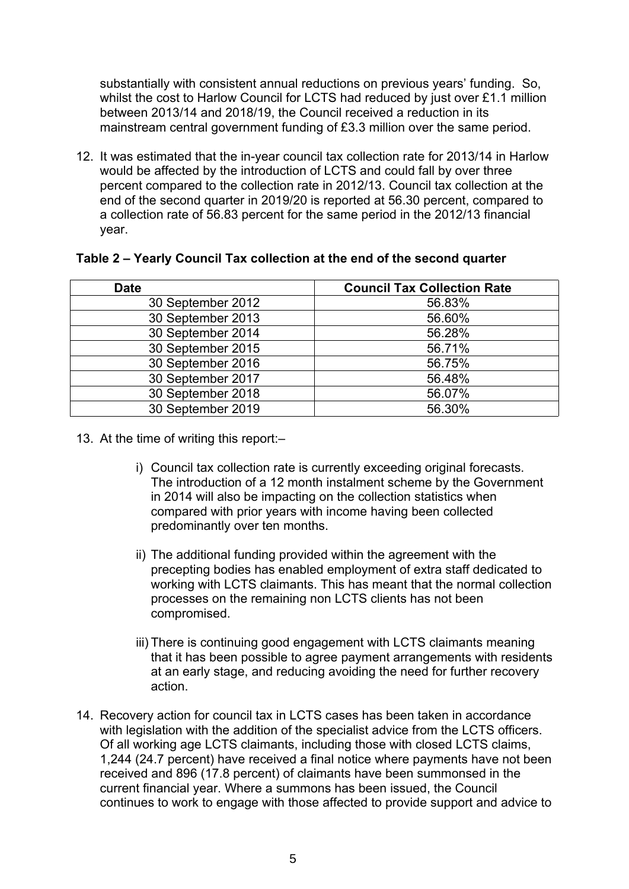substantially with consistent annual reductions on previous years' funding. So, whilst the cost to Harlow Council for LCTS had reduced by just over £1.1 million between 2013/14 and 2018/19, the Council received a reduction in its mainstream central government funding of £3.3 million over the same period.

12. It was estimated that the in-year council tax collection rate for 2013/14 in Harlow would be affected by the introduction of LCTS and could fall by over three percent compared to the collection rate in 2012/13. Council tax collection at the end of the second quarter in 2019/20 is reported at 56.30 percent, compared to a collection rate of 56.83 percent for the same period in the 2012/13 financial year.

**Table 2 – Yearly Council Tax collection at the end of the second quarter**

| Date | Council Tax Collection Rate |
|---|---|
| 30 September 2012 | 56.83% |
| 30 September 2013 | 56.60% |
| 30 September 2014 | 56.28% |
| 30 September 2015 | 56.71% |
| 30 September 2016 | 56.75% |
| 30 September 2017 | 56.48% |
| 30 September 2018 | 56.07% |
| 30 September 2019 | 56.30% |

13. At the time of writing this report:–

    i) Council tax collection rate is currently exceeding original forecasts. The introduction of a 12 month instalment scheme by the Government in 2014 will also be impacting on the collection statistics when compared with prior years with income having been collected predominantly over ten months.

    ii) The additional funding provided within the agreement with the precepting bodies has enabled employment of extra staff dedicated to working with LCTS claimants. This has meant that the normal collection processes on the remaining non LCTS clients has not been compromised.

    iii) There is continuing good engagement with LCTS claimants meaning that it has been possible to agree payment arrangements with residents at an early stage, and reducing avoiding the need for further recovery action.

14. Recovery action for council tax in LCTS cases has been taken in accordance with legislation with the addition of the specialist advice from the LCTS officers. Of all working age LCTS claimants, including those with closed LCTS claims, 1,244 (24.7 percent) have received a final notice where payments have not been received and 896 (17.8 percent) of claimants have been summonsed in the current financial year. Where a summons has been issued, the Council continues to work to engage with those affected to provide support and advice to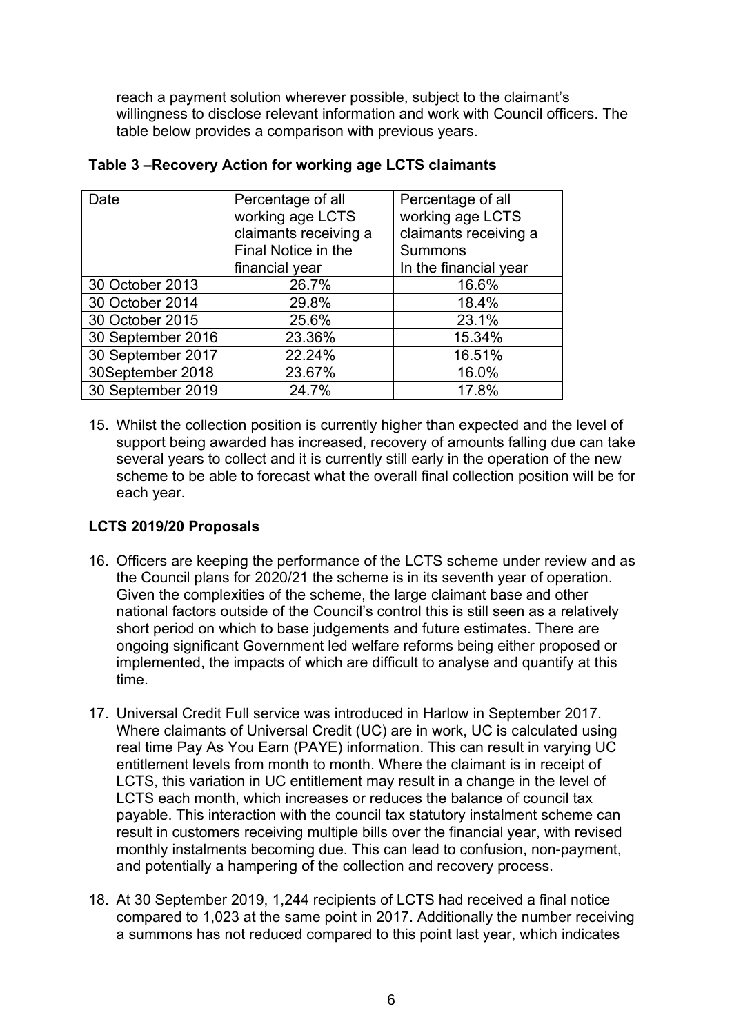reach a payment solution wherever possible, subject to the claimant's willingness to disclose relevant information and work with Council officers. The table below provides a comparison with previous years.

**Table 3 –Recovery Action for working age LCTS claimants**

| Date | Percentage of all working age LCTS claimants receiving a Final Notice in the financial year | Percentage of all working age LCTS claimants receiving a Summons In the financial year |
|---|---|---|
| 30 October 2013 | 26.7% | 16.6% |
| 30 October 2014 | 29.8% | 18.4% |
| 30 October 2015 | 25.6% | 23.1% |
| 30 September 2016 | 23.36% | 15.34% |
| 30 September 2017 | 22.24% | 16.51% |
| 30September 2018 | 23.67% | 16.0% |
| 30 September 2019 | 24.7% | 17.8% |

15. Whilst the collection position is currently higher than expected and the level of support being awarded has increased, recovery of amounts falling due can take several years to collect and it is currently still early in the operation of the new scheme to be able to forecast what the overall final collection position will be for each year.

**LCTS 2019/20 Proposals**

16. Officers are keeping the performance of the LCTS scheme under review and as the Council plans for 2020/21 the scheme is in its seventh year of operation. Given the complexities of the scheme, the large claimant base and other national factors outside of the Council's control this is still seen as a relatively short period on which to base judgements and future estimates. There are ongoing significant Government led welfare reforms being either proposed or implemented, the impacts of which are difficult to analyse and quantify at this time.

17. Universal Credit Full service was introduced in Harlow in September 2017. Where claimants of Universal Credit (UC) are in work, UC is calculated using real time Pay As You Earn (PAYE) information. This can result in varying UC entitlement levels from month to month. Where the claimant is in receipt of LCTS, this variation in UC entitlement may result in a change in the level of LCTS each month, which increases or reduces the balance of council tax payable. This interaction with the council tax statutory instalment scheme can result in customers receiving multiple bills over the financial year, with revised monthly instalments becoming due. This can lead to confusion, non-payment, and potentially a hampering of the collection and recovery process.

18. At 30 September 2019, 1,244 recipients of LCTS had received a final notice compared to 1,023 at the same point in 2017. Additionally the number receiving a summons has not reduced compared to this point last year, which indicates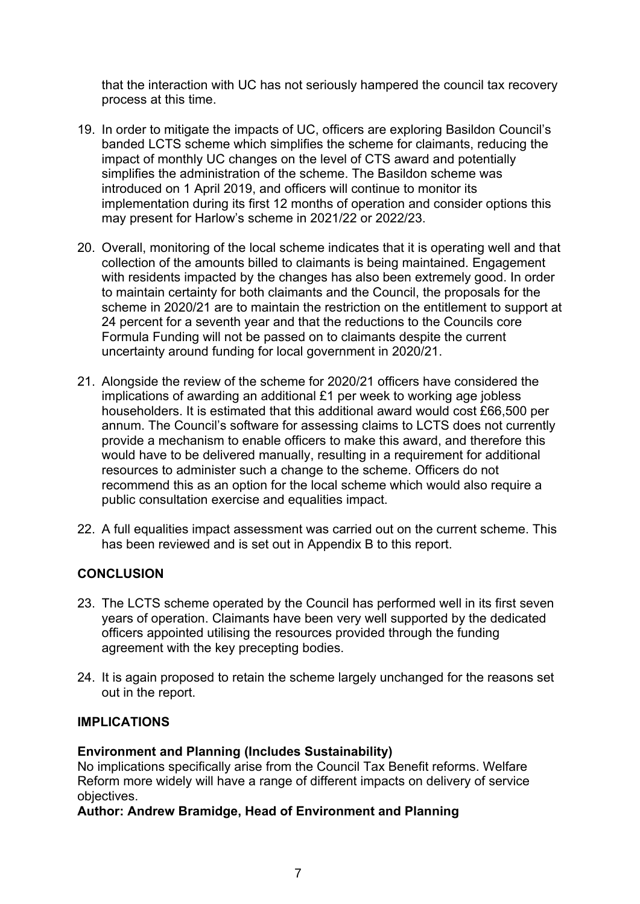that the interaction with UC has not seriously hampered the council tax recovery process at this time.

19. In order to mitigate the impacts of UC, officers are exploring Basildon Council's banded LCTS scheme which simplifies the scheme for claimants, reducing the impact of monthly UC changes on the level of CTS award and potentially simplifies the administration of the scheme. The Basildon scheme was introduced on 1 April 2019, and officers will continue to monitor its implementation during its first 12 months of operation and consider options this may present for Harlow's scheme in 2021/22 or 2022/23.

20. Overall, monitoring of the local scheme indicates that it is operating well and that collection of the amounts billed to claimants is being maintained. Engagement with residents impacted by the changes has also been extremely good. In order to maintain certainty for both claimants and the Council, the proposals for the scheme in 2020/21 are to maintain the restriction on the entitlement to support at 24 percent for a seventh year and that the reductions to the Councils core Formula Funding will not be passed on to claimants despite the current uncertainty around funding for local government in 2020/21.

21. Alongside the review of the scheme for 2020/21 officers have considered the implications of awarding an additional £1 per week to working age jobless householders. It is estimated that this additional award would cost £66,500 per annum. The Council's software for assessing claims to LCTS does not currently provide a mechanism to enable officers to make this award, and therefore this would have to be delivered manually, resulting in a requirement for additional resources to administer such a change to the scheme. Officers do not recommend this as an option for the local scheme which would also require a public consultation exercise and equalities impact.

22. A full equalities impact assessment was carried out on the current scheme. This has been reviewed and is set out in Appendix B to this report.

## CONCLUSION

23. The LCTS scheme operated by the Council has performed well in its first seven years of operation. Claimants have been very well supported by the dedicated officers appointed utilising the resources provided through the funding agreement with the key precepting bodies.

24. It is again proposed to retain the scheme largely unchanged for the reasons set out in the report.

## IMPLICATIONS

**Environment and Planning (Includes Sustainability)**
No implications specifically arise from the Council Tax Benefit reforms. Welfare Reform more widely will have a range of different impacts on delivery of service objectives.
**Author: Andrew Bramidge, Head of Environment and Planning**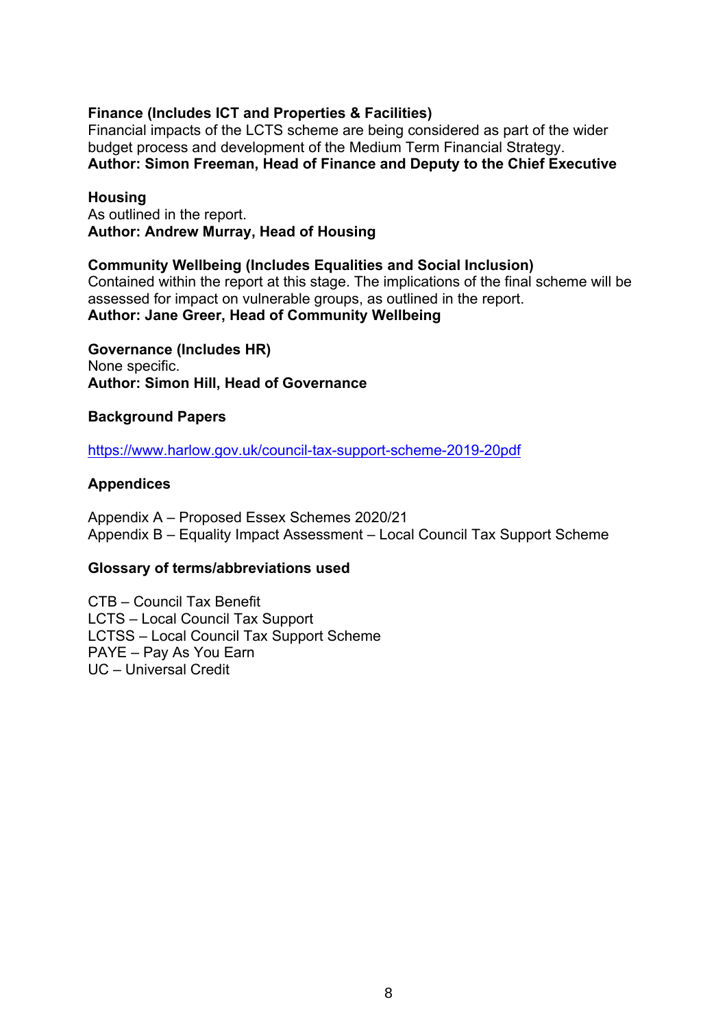**Finance (Includes ICT and Properties & Facilities)**
Financial impacts of the LCTS scheme are being considered as part of the wider budget process and development of the Medium Term Financial Strategy.
**Author: Simon Freeman, Head of Finance and Deputy to the Chief Executive**

**Housing**
As outlined in the report.
**Author: Andrew Murray, Head of Housing**

**Community Wellbeing (Includes Equalities and Social Inclusion)**
Contained within the report at this stage. The implications of the final scheme will be assessed for impact on vulnerable groups, as outlined in the report.
**Author: Jane Greer, Head of Community Wellbeing**

**Governance (Includes HR)**
None specific.
**Author: Simon Hill, Head of Governance**

**Background Papers**

https://www.harlow.gov.uk/council-tax-support-scheme-2019-20pdf

**Appendices**

Appendix A – Proposed Essex Schemes 2020/21
Appendix B – Equality Impact Assessment – Local Council Tax Support Scheme

**Glossary of terms/abbreviations used**

CTB – Council Tax Benefit
LCTS – Local Council Tax Support
LCTSS – Local Council Tax Support Scheme
PAYE – Pay As You Earn
UC – Universal Credit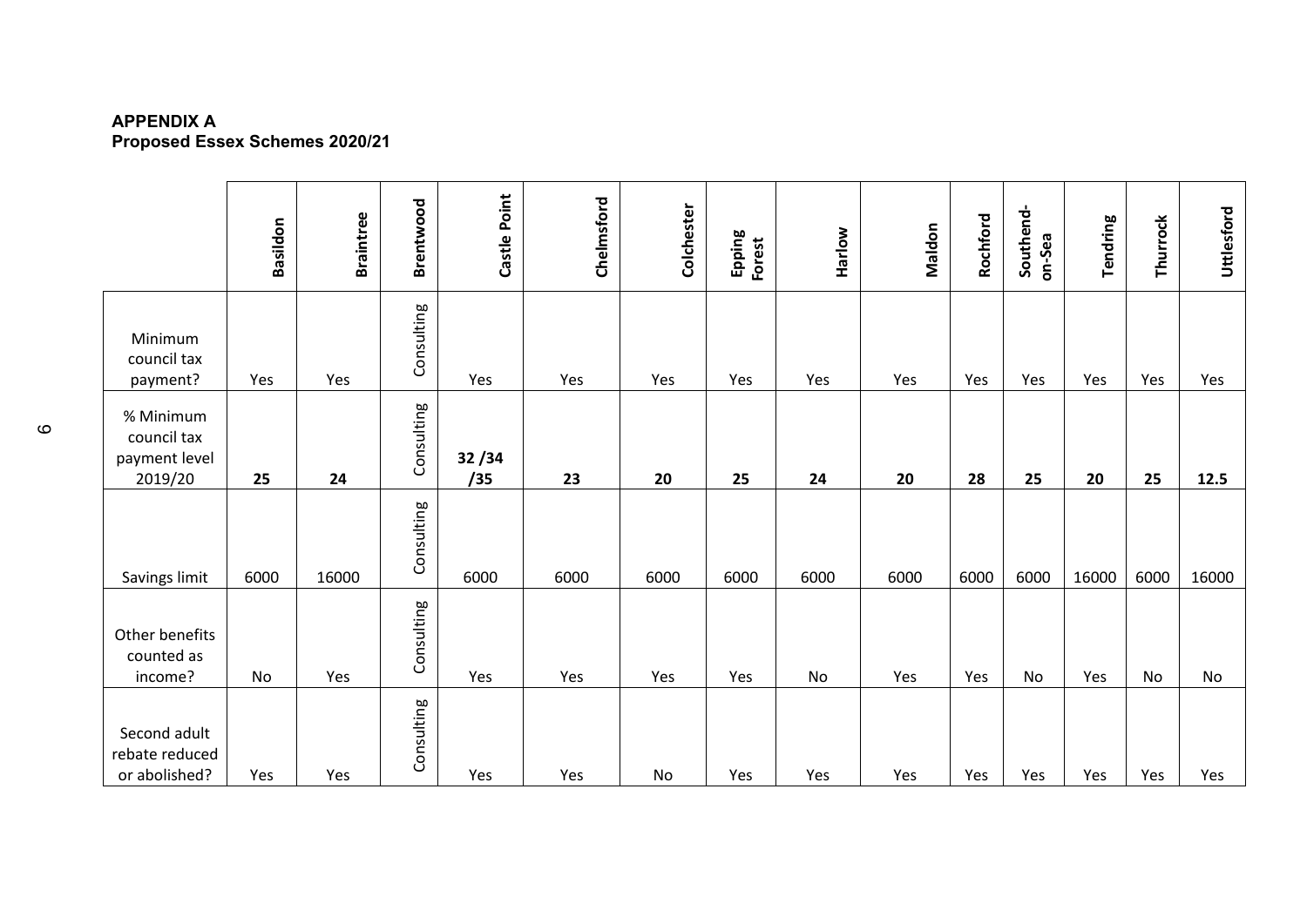**APPENDIX A**
**Proposed Essex Schemes 2020/21**

| | Basildon | Braintree | Brentwood | Castle Point | Chelmsford | Colchester | Epping Forest | Harlow | Maldon | Rochford | Southend-on-Sea | Tendring | Thurrock | Uttlesford |
|---|---|---|---|---|---|---|---|---|---|---|---|---|---|---|
| Minimum council tax payment? | Yes | Yes | Consulting | Yes | Yes | Yes | Yes | Yes | Yes | Yes | Yes | Yes | Yes | Yes |
| % Minimum council tax payment level 2019/20 | **25** | **24** | Consulting | **32 /34 /35** | **23** | **20** | **25** | **24** | **20** | **28** | **25** | **20** | **25** | **12.5** |
| Savings limit | 6000 | 16000 | Consulting | 6000 | 6000 | 6000 | 6000 | 6000 | 6000 | 6000 | 6000 | 16000 | 6000 | 16000 |
| Other benefits counted as income? | No | Yes | Consulting | Yes | Yes | Yes | Yes | No | Yes | Yes | No | Yes | No | No |
| Second adult rebate reduced or abolished? | Yes | Yes | Consulting | Yes | Yes | No | Yes | Yes | Yes | Yes | Yes | Yes | Yes | Yes |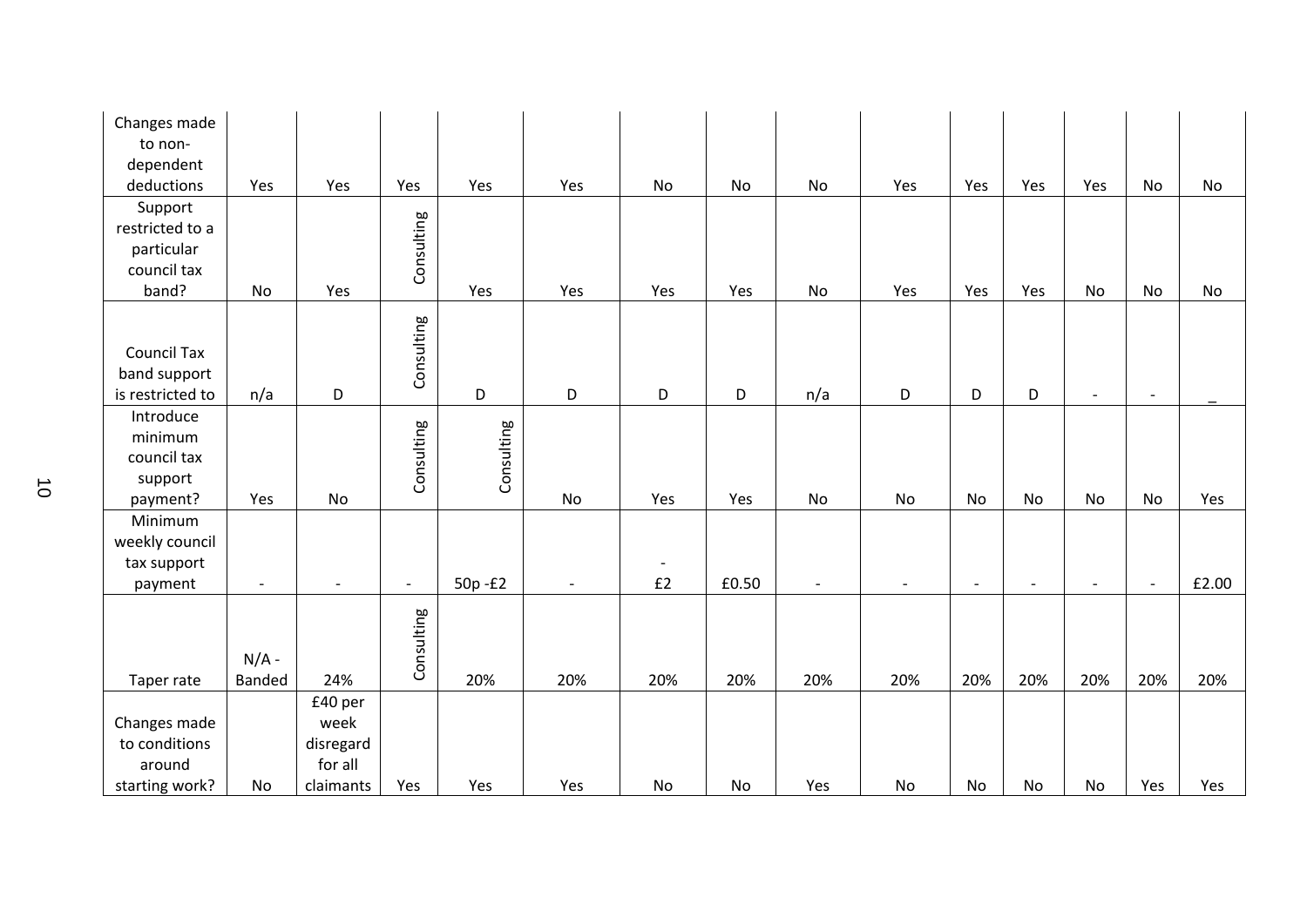| Changes made to non-dependent deductions | Yes | Yes | Yes | Yes | Yes | No | No | No | Yes | Yes | Yes | Yes | No | No |
|---|---|---|---|---|---|---|---|---|---|---|---|---|---|---|
| Support restricted to a particular council tax band? | No | Yes | Consulting | Yes | Yes | Yes | Yes | No | Yes | Yes | Yes | No | No | No |
| Council Tax band support is restricted to | n/a | D | Consulting | D | D | D | D | n/a | D | D | D | - | - | _ |
| Introduce minimum council tax support payment? | Yes | No | Consulting | Consulting | No | Yes | Yes | No | No | No | No | No | No | Yes |
| Minimum weekly council tax support payment | - | - | - | 50p -£2 | - | - £2 | £0.50 | - | - | - | - | - | - | £2.00 |
| Taper rate | N/A - Banded | 24% | Consulting | 20% | 20% | 20% | 20% | 20% | 20% | 20% | 20% | 20% | 20% | 20% |
| Changes made to conditions around starting work? | No | £40 per week disregard for all claimants | Yes | Yes | Yes | No | No | Yes | No | No | No | No | Yes | Yes |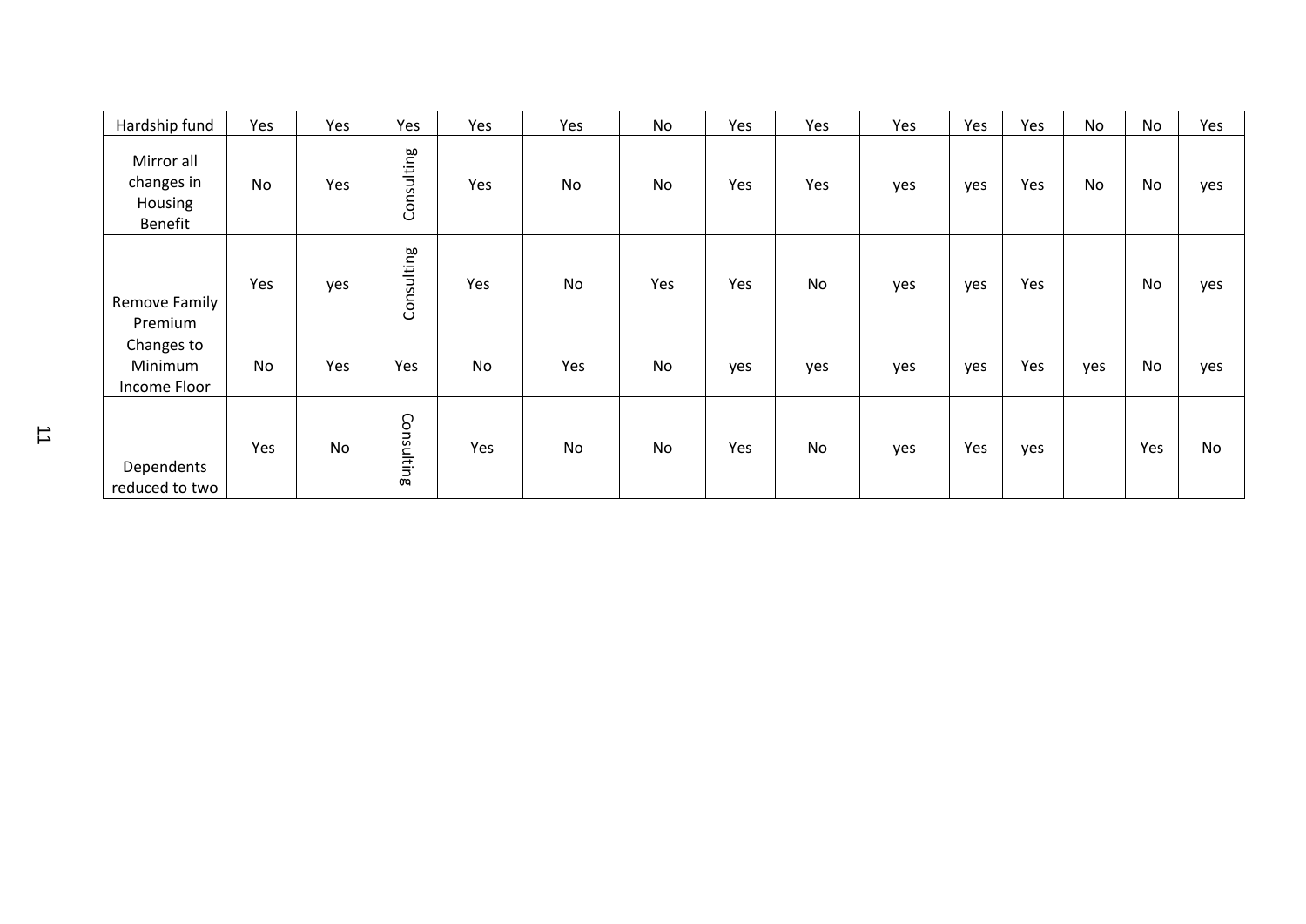| Hardship fund | Yes | Yes | Yes | Yes | Yes | No | Yes | Yes | Yes | Yes | Yes | No | No | Yes |
|---|---|---|---|---|---|---|---|---|---|---|---|---|---|---|
| Mirror all changes in Housing Benefit | No | Yes | Consulting | Yes | No | No | Yes | Yes | yes | yes | Yes | No | No | yes |
| Remove Family Premium | Yes | yes | Consulting | Yes | No | Yes | Yes | No | yes | yes | Yes | | No | yes |
| Changes to Minimum Income Floor | No | Yes | Yes | No | Yes | No | yes | yes | yes | yes | Yes | yes | No | yes |
| Dependents reduced to two | Yes | No | Consulting | Yes | No | No | Yes | No | yes | Yes | yes | | Yes | No |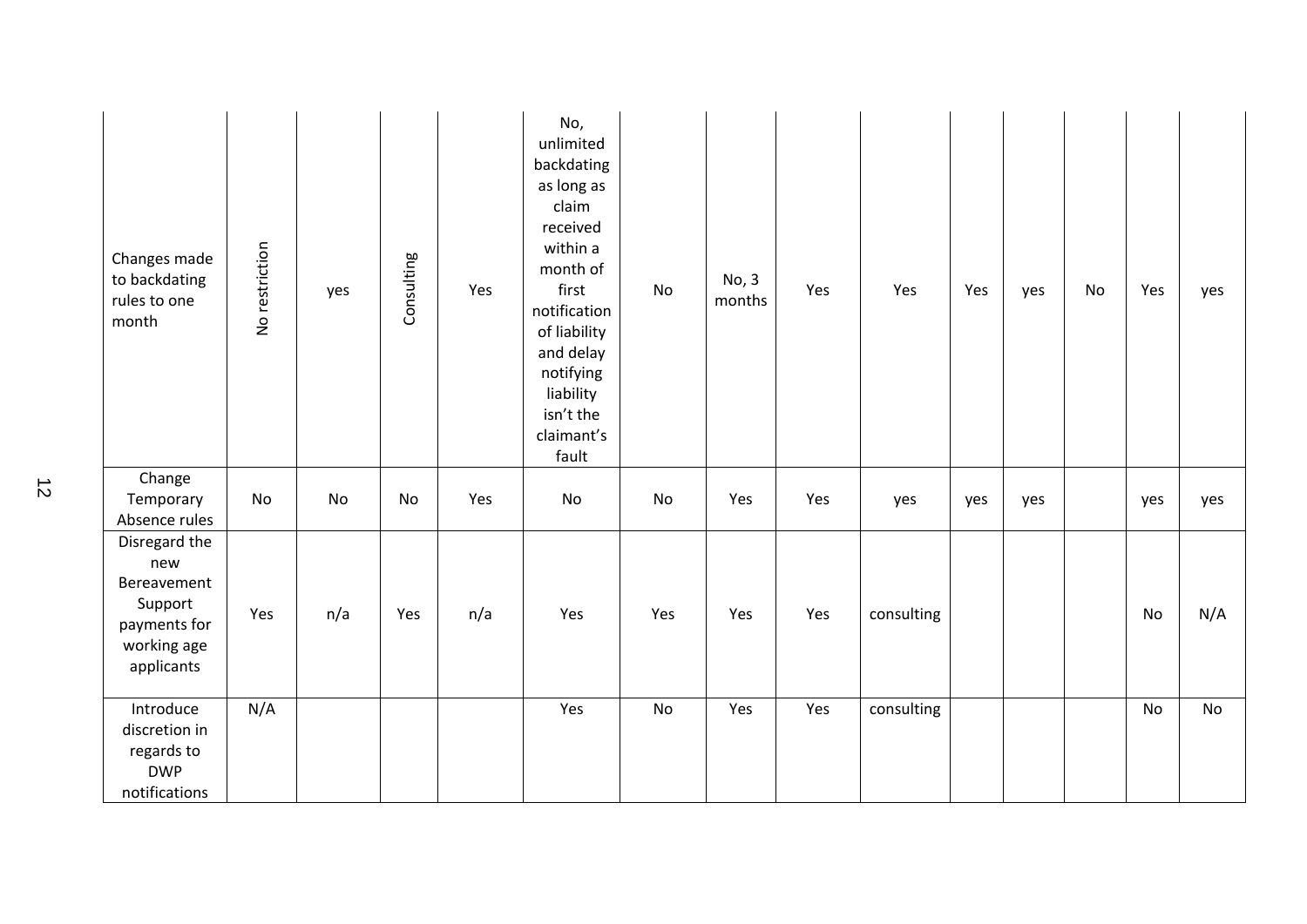| | | | | | | | | | | | | | | |
|---|---|---|---|---|---|---|---|---|---|---|---|---|---|---|
| Changes made to backdating rules to one month | No restriction | yes | Consulting | Yes | No, unlimited backdating as long as claim received within a month of first notification of liability and delay notifying liability isn't the claimant's fault | No | No, 3 months | Yes | Yes | Yes | yes | No | Yes | yes |
| Change Temporary Absence rules | No | No | No | Yes | No | No | Yes | Yes | yes | yes | yes | | yes | yes |
| Disregard the new Bereavement Support payments for working age applicants | Yes | n/a | Yes | n/a | Yes | Yes | Yes | Yes | consulting | | | | No | N/A |
| Introduce discretion in regards to DWP notifications | N/A | | | | Yes | No | Yes | Yes | consulting | | | | No | No |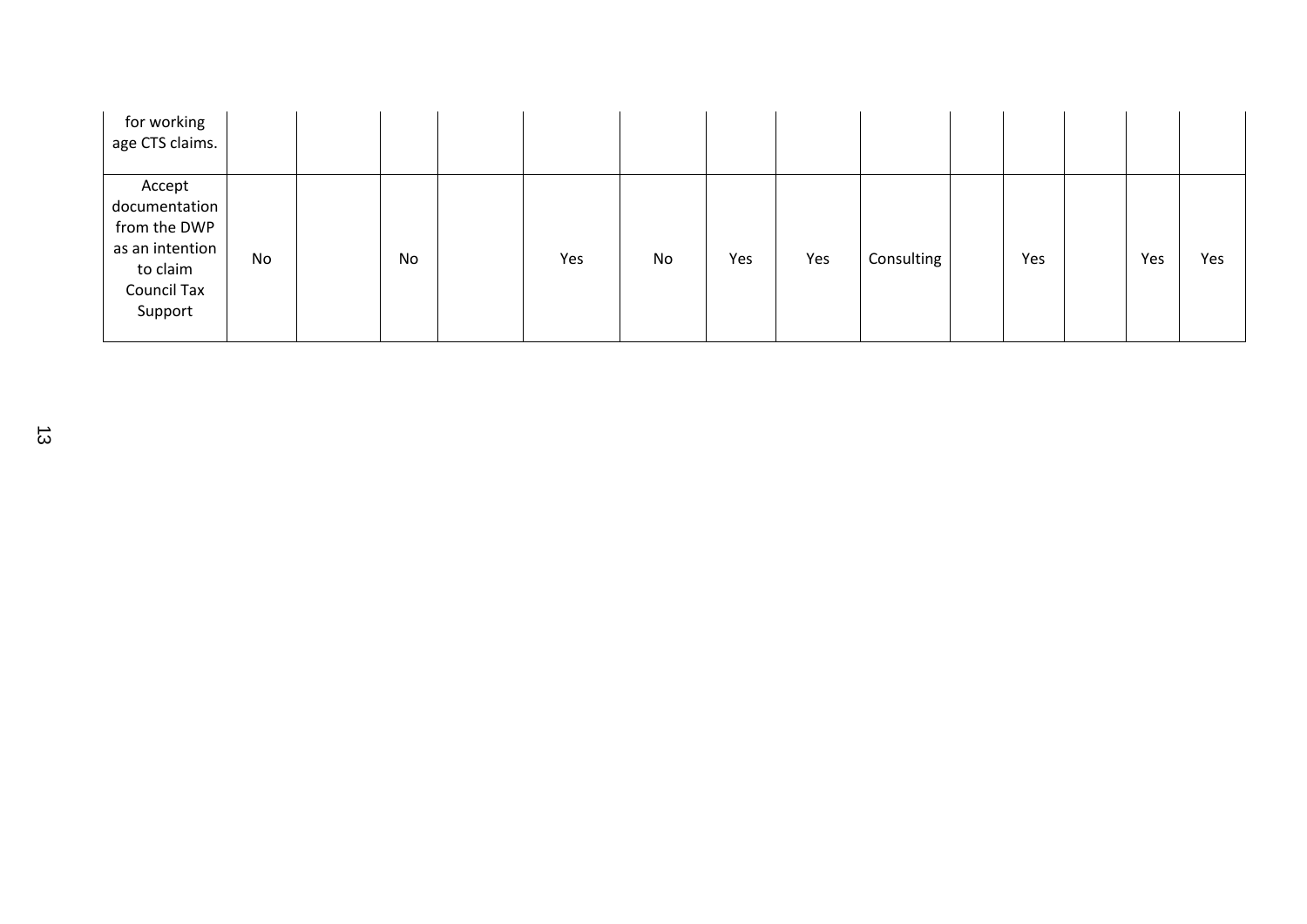| | | | | | | | | | | | | | | |
|---|---|---|---|---|---|---|---|---|---|---|---|---|---|---|
| for working age CTS claims. | | | | | | | | | | | | | | |
| Accept documentation from the DWP as an intention to claim Council Tax Support | No | | No | | Yes | No | Yes | Yes | Consulting | | Yes | | Yes | Yes |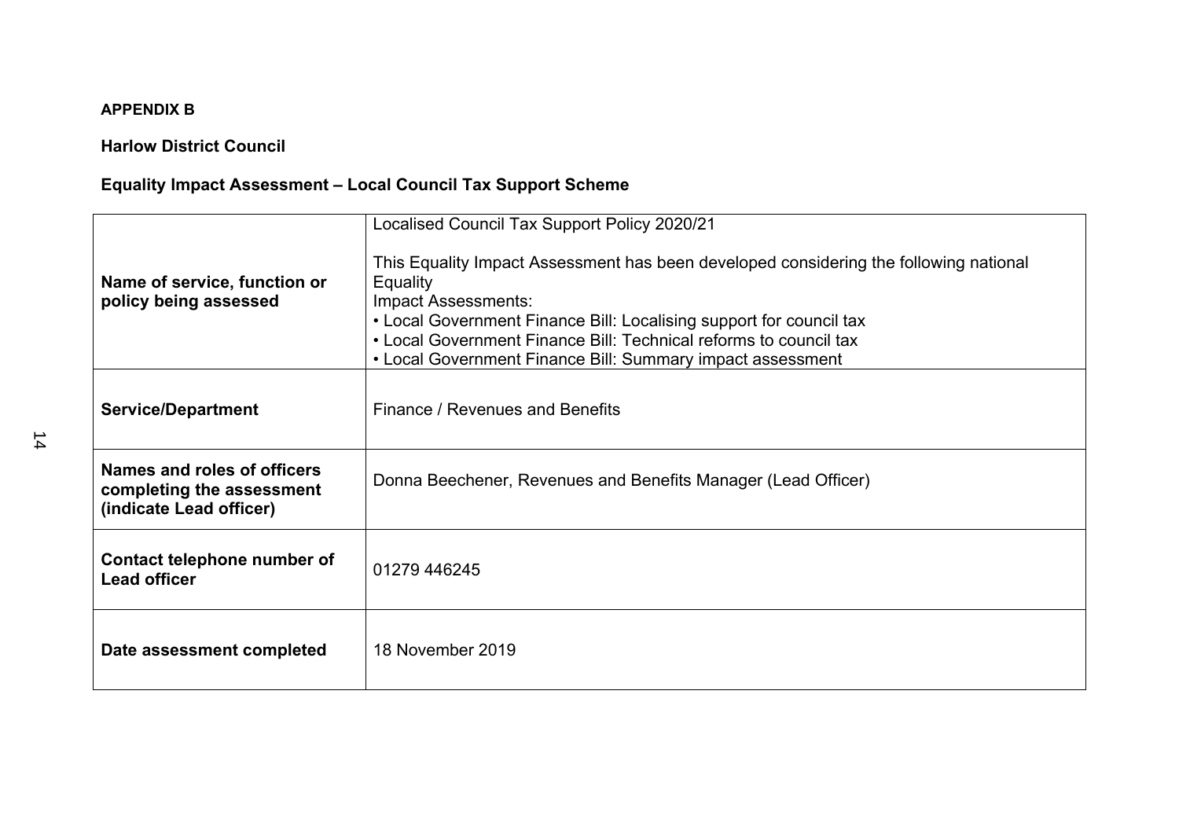**APPENDIX B**

**Harlow District Council**

**Equality Impact Assessment – Local Council Tax Support Scheme**

| | |
|---|---|
| **Name of service, function or policy being assessed** | Localised Council Tax Support Policy 2020/21<br><br>This Equality Impact Assessment has been developed considering the following national Equality<br>Impact Assessments:<br>• Local Government Finance Bill: Localising support for council tax<br>• Local Government Finance Bill: Technical reforms to council tax<br>• Local Government Finance Bill: Summary impact assessment |
| **Service/Department** | Finance / Revenues and Benefits |
| **Names and roles of officers completing the assessment (indicate Lead officer)** | Donna Beechener, Revenues and Benefits Manager (Lead Officer) |
| **Contact telephone number of Lead officer** | 01279 446245 |
| **Date assessment completed** | 18 November 2019 |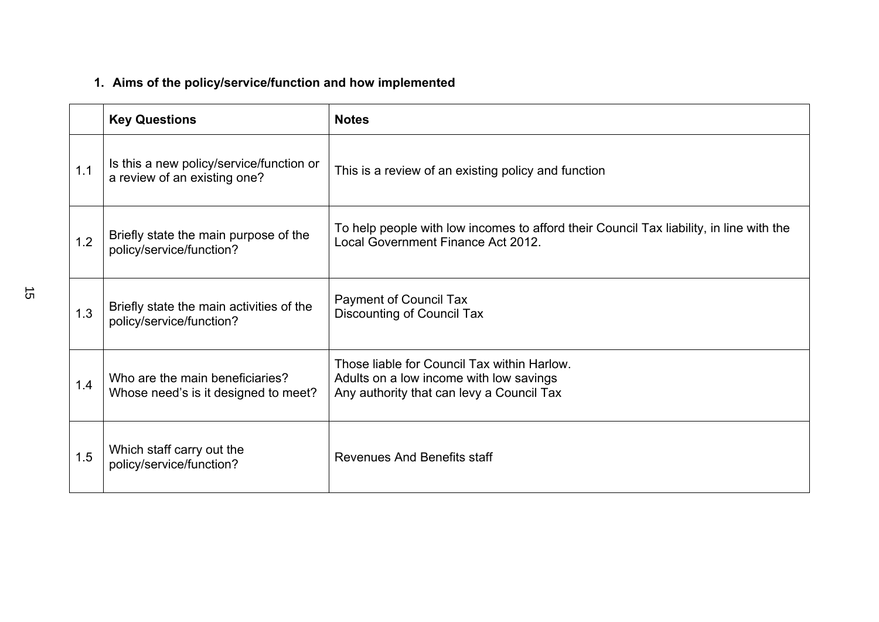## 1. Aims of the policy/service/function and how implemented

| | Key Questions | Notes |
|---|---|---|
| 1.1 | Is this a new policy/service/function or a review of an existing one? | This is a review of an existing policy and function |
| 1.2 | Briefly state the main purpose of the policy/service/function? | To help people with low incomes to afford their Council Tax liability, in line with the Local Government Finance Act 2012. |
| 1.3 | Briefly state the main activities of the policy/service/function? | Payment of Council Tax<br>Discounting of Council Tax |
| 1.4 | Who are the main beneficiaries? Whose need's is it designed to meet? | Those liable for Council Tax within Harlow.<br>Adults on a low income with low savings<br>Any authority that can levy a Council Tax |
| 1.5 | Which staff carry out the policy/service/function? | Revenues And Benefits staff |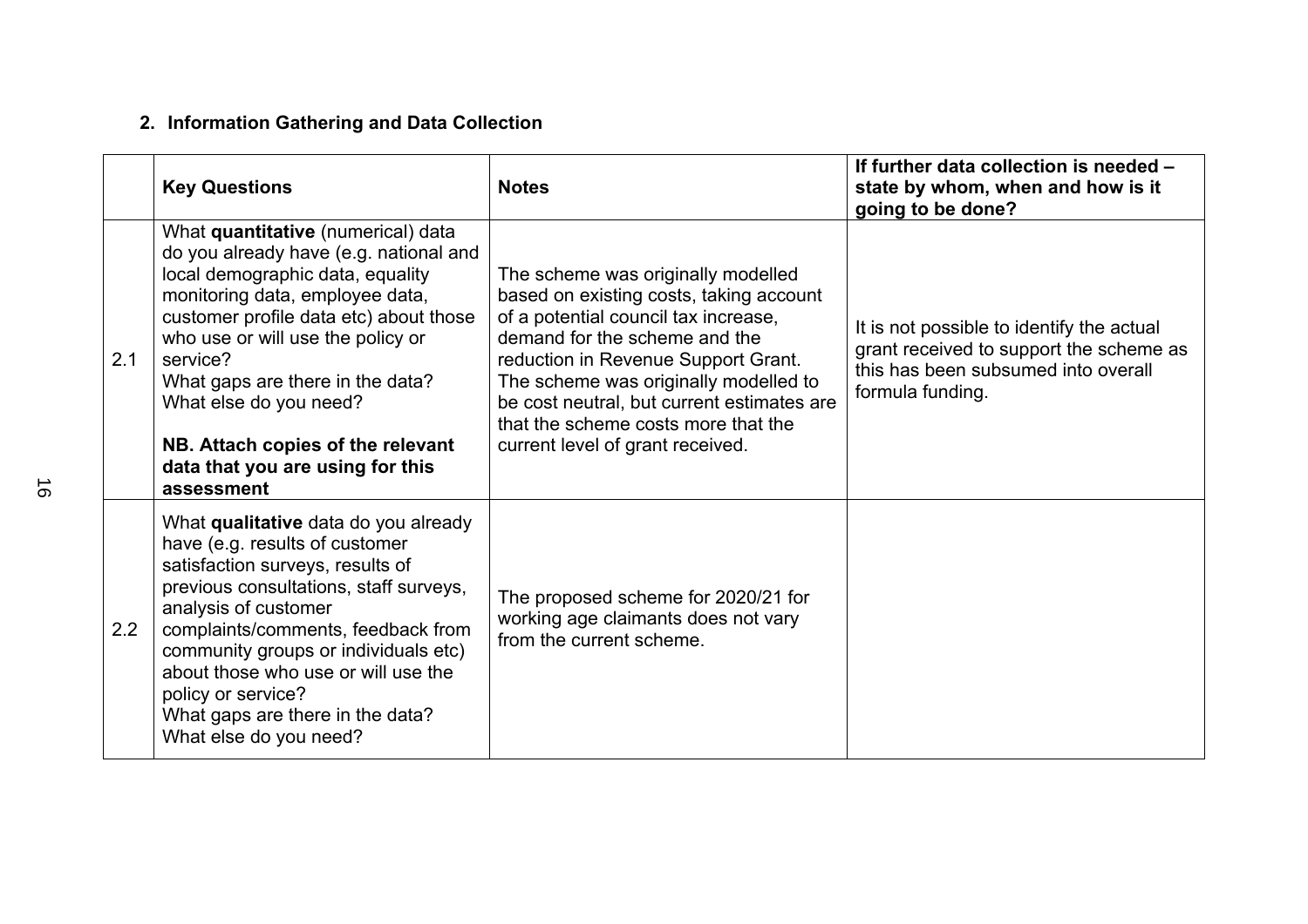## 2. Information Gathering and Data Collection

| | Key Questions | Notes | If further data collection is needed – state by whom, when and how is it going to be done? |
|---|---|---|---|
| 2.1 | What **quantitative** (numerical) data do you already have (e.g. national and local demographic data, equality monitoring data, employee data, customer profile data etc) about those who use or will use the policy or service?<br>What gaps are there in the data?<br>What else do you need?<br><br>**NB. Attach copies of the relevant data that you are using for this assessment** | The scheme was originally modelled based on existing costs, taking account of a potential council tax increase, demand for the scheme and the reduction in Revenue Support Grant. The scheme was originally modelled to be cost neutral, but current estimates are that the scheme costs more that the current level of grant received. | It is not possible to identify the actual grant received to support the scheme as this has been subsumed into overall formula funding. |
| 2.2 | What **qualitative** data do you already have (e.g. results of customer satisfaction surveys, results of previous consultations, staff surveys, analysis of customer complaints/comments, feedback from community groups or individuals etc) about those who use or will use the policy or service?<br>What gaps are there in the data?<br>What else do you need? | The proposed scheme for 2020/21 for working age claimants does not vary from the current scheme. | |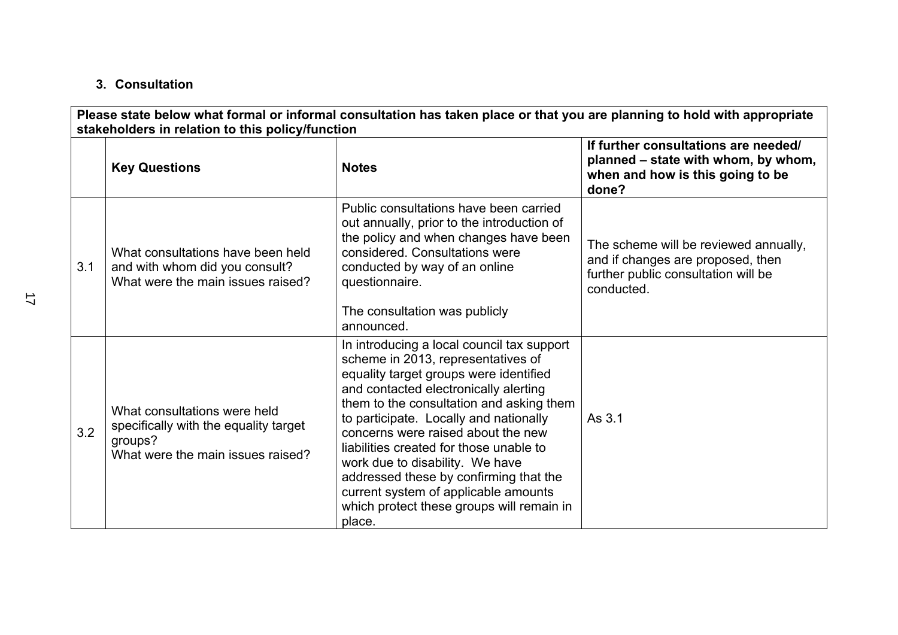### 3. Consultation

| Please state below what formal or informal consultation has taken place or that you are planning to hold with appropriate stakeholders in relation to this policy/function | | | |
|---|---|---|---|
| | **Key Questions** | **Notes** | **If further consultations are needed/ planned – state with whom, by whom, when and how is this going to be done?** |
| 3.1 | What consultations have been held and with whom did you consult? What were the main issues raised? | Public consultations have been carried out annually, prior to the introduction of the policy and when changes have been considered. Consultations were conducted by way of an online questionnaire.<br><br>The consultation was publicly announced. | The scheme will be reviewed annually, and if changes are proposed, then further public consultation will be conducted. |
| 3.2 | What consultations were held specifically with the equality target groups? What were the main issues raised? | In introducing a local council tax support scheme in 2013, representatives of equality target groups were identified and contacted electronically alerting them to the consultation and asking them to participate. Locally and nationally concerns were raised about the new liabilities created for those unable to work due to disability. We have addressed these by confirming that the current system of applicable amounts which protect these groups will remain in place. | As 3.1 |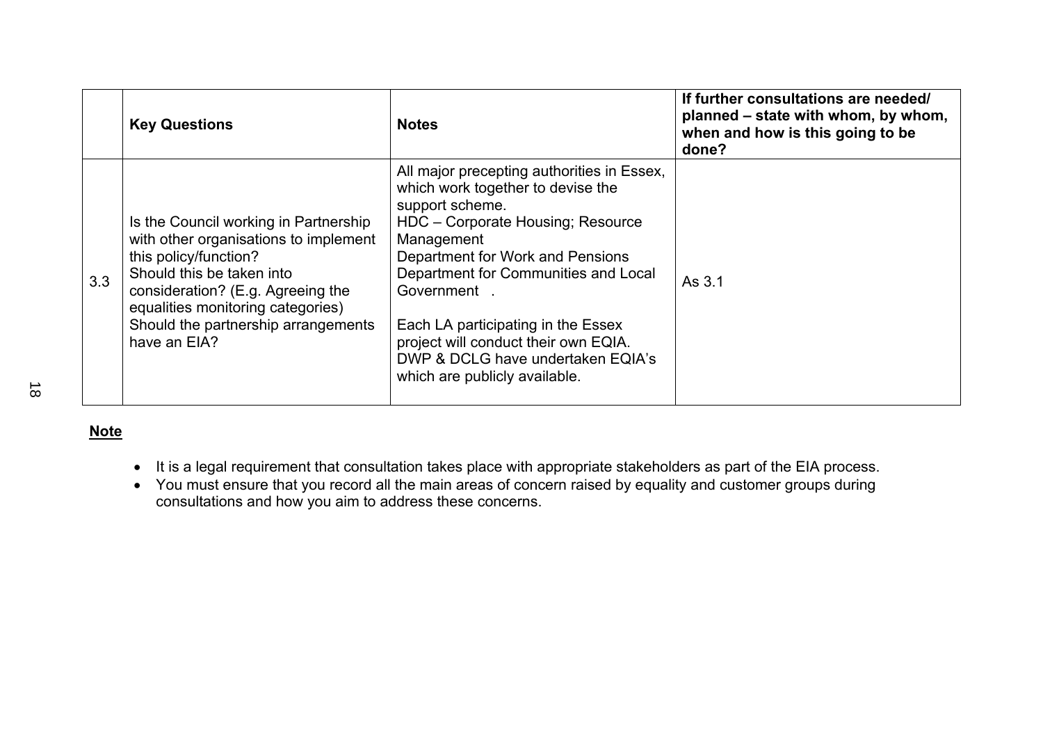|  | Key Questions | Notes | If further consultations are needed/ planned – state with whom, by whom, when and how is this going to be done? |
|---|---|---|---|
| 3.3 | Is the Council working in Partnership with other organisations to implement this policy/function?<br>Should this be taken into consideration? (E.g. Agreeing the equalities monitoring categories)<br>Should the partnership arrangements have an EIA? | All major precepting authorities in Essex, which work together to devise the support scheme.<br>HDC – Corporate Housing; Resource Management<br>Department for Work and Pensions<br>Department for Communities and Local Government .<br><br>Each LA participating in the Essex project will conduct their own EQIA. DWP & DCLG have undertaken EQIA's which are publicly available. | As 3.1 |

**Note**

- It is a legal requirement that consultation takes place with appropriate stakeholders as part of the EIA process.
- You must ensure that you record all the main areas of concern raised by equality and customer groups during consultations and how you aim to address these concerns.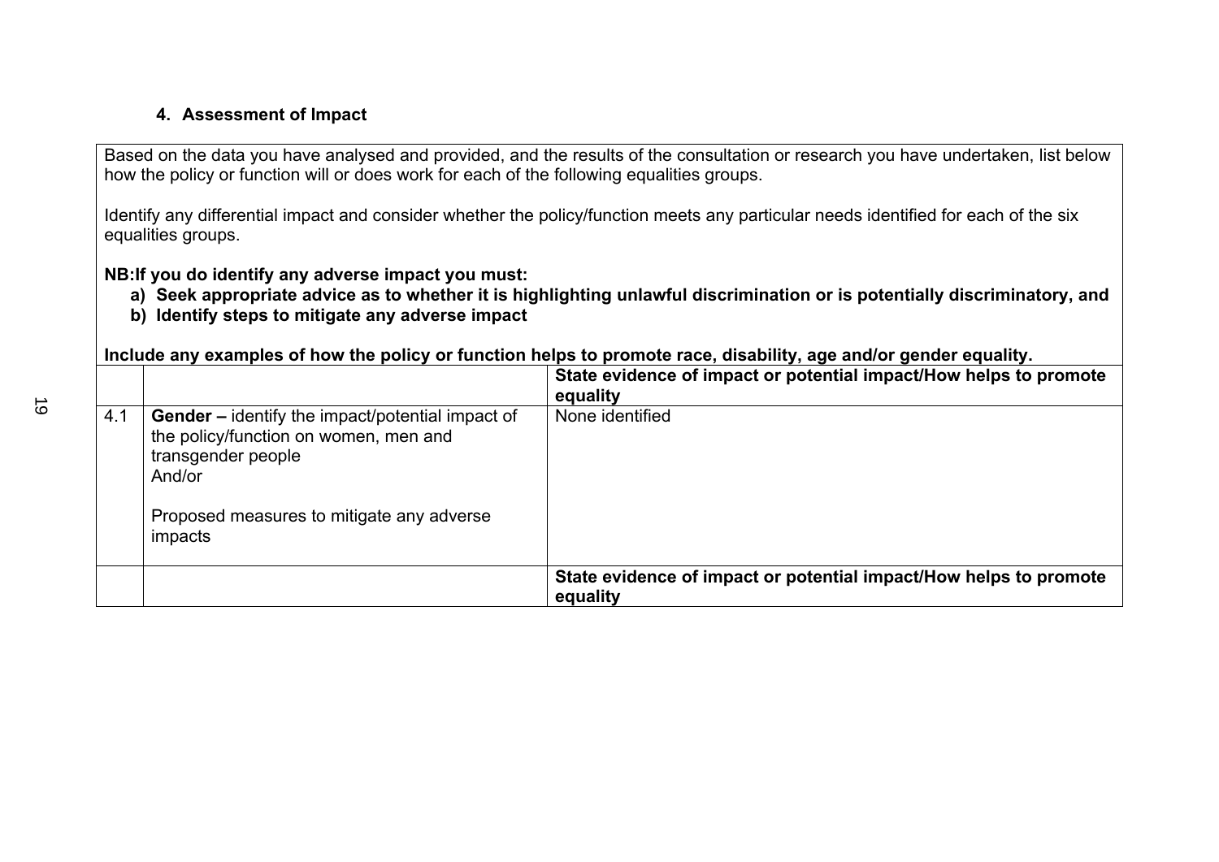### 4. Assessment of Impact

Based on the data you have analysed and provided, and the results of the consultation or research you have undertaken, list below how the policy or function will or does work for each of the following equalities groups.

Identify any differential impact and consider whether the policy/function meets any particular needs identified for each of the six equalities groups.

**NB:If you do identify any adverse impact you must:**

**a) Seek appropriate advice as to whether it is highlighting unlawful discrimination or is potentially discriminatory, and**
**b) Identify steps to mitigate any adverse impact**

**Include any examples of how the policy or function helps to promote race, disability, age and/or gender equality.**

| | | **State evidence of impact or potential impact/How helps to promote equality** |
|---|---|---|
| 4.1 | **Gender –** identify the impact/potential impact of the policy/function on women, men and transgender people<br>And/or<br><br>Proposed measures to mitigate any adverse impacts | None identified |
| | | **State evidence of impact or potential impact/How helps to promote equality** |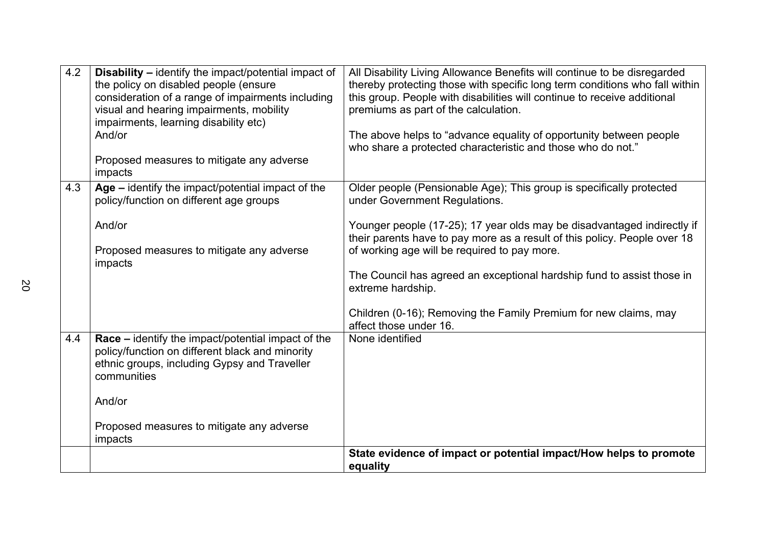| | | |
|---|---|---|
| 4.2 | **Disability –** identify the impact/potential impact of the policy on disabled people (ensure consideration of a range of impairments including visual and hearing impairments, mobility impairments, learning disability etc)<br>And/or<br><br>Proposed measures to mitigate any adverse impacts | All Disability Living Allowance Benefits will continue to be disregarded thereby protecting those with specific long term conditions who fall within this group. People with disabilities will continue to receive additional premiums as part of the calculation.<br><br>The above helps to "advance equality of opportunity between people who share a protected characteristic and those who do not." |
| 4.3 | **Age –** identify the impact/potential impact of the policy/function on different age groups<br><br>And/or<br><br>Proposed measures to mitigate any adverse impacts | Older people (Pensionable Age); This group is specifically protected under Government Regulations.<br><br>Younger people (17-25); 17 year olds may be disadvantaged indirectly if their parents have to pay more as a result of this policy. People over 18 of working age will be required to pay more.<br><br>The Council has agreed an exceptional hardship fund to assist those in extreme hardship.<br><br>Children (0-16); Removing the Family Premium for new claims, may affect those under 16. |
| 4.4 | **Race –** identify the impact/potential impact of the policy/function on different black and minority ethnic groups, including Gypsy and Traveller communities<br><br>And/or<br><br>Proposed measures to mitigate any adverse impacts | None identified |
| | | **State evidence of impact or potential impact/How helps to promote equality** |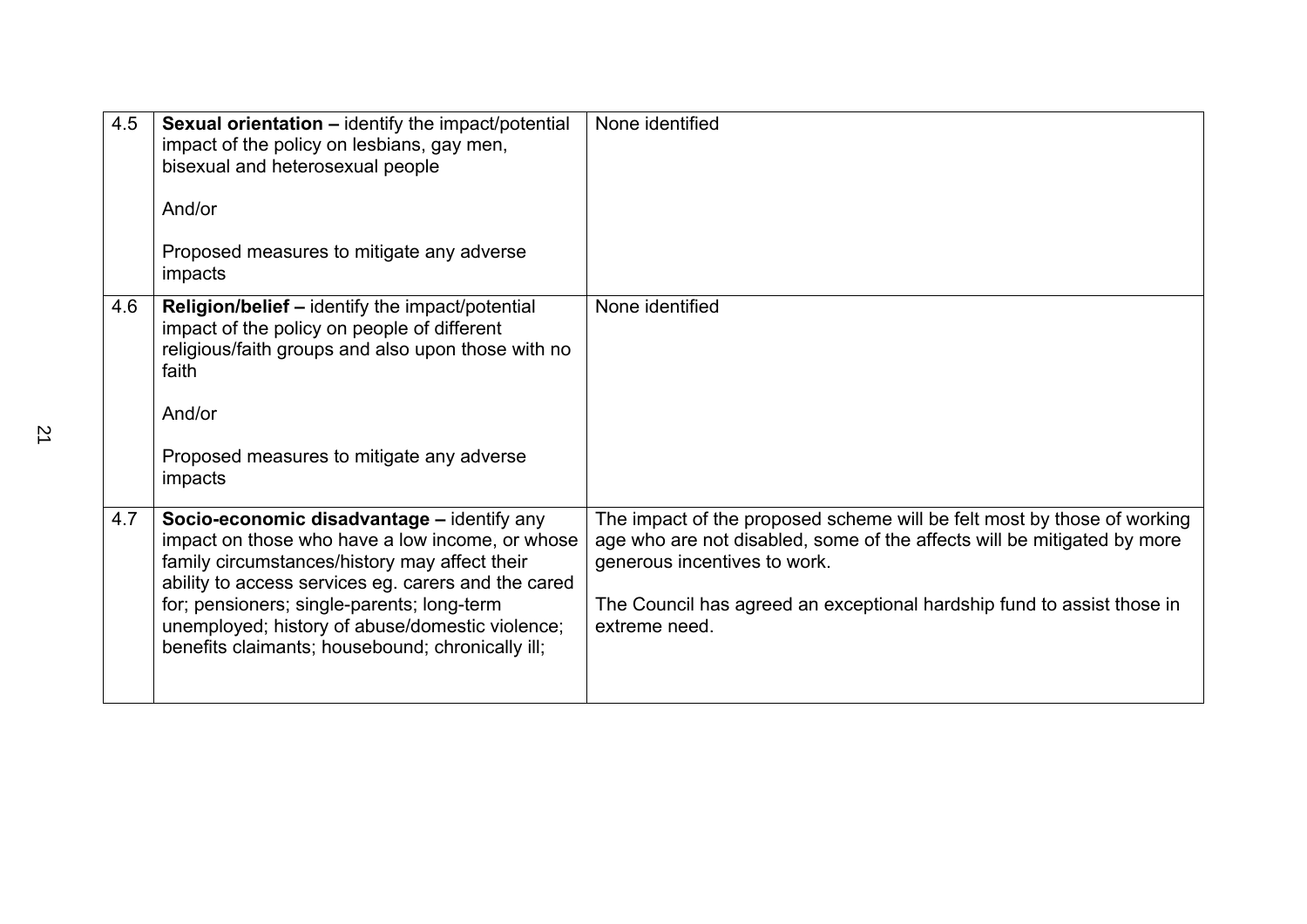| | | |
|---|---|---|
| 4.5 | **Sexual orientation –** identify the impact/potential impact of the policy on lesbians, gay men, bisexual and heterosexual people<br><br>And/or<br><br>Proposed measures to mitigate any adverse impacts | None identified |
| 4.6 | **Religion/belief –** identify the impact/potential impact of the policy on people of different religious/faith groups and also upon those with no faith<br><br>And/or<br><br>Proposed measures to mitigate any adverse impacts | None identified |
| 4.7 | **Socio-economic disadvantage –** identify any impact on those who have a low income, or whose family circumstances/history may affect their ability to access services eg. carers and the cared for; pensioners; single-parents; long-term unemployed; history of abuse/domestic violence; benefits claimants; housebound; chronically ill; | The impact of the proposed scheme will be felt most by those of working age who are not disabled, some of the affects will be mitigated by more generous incentives to work.<br><br>The Council has agreed an exceptional hardship fund to assist those in extreme need. |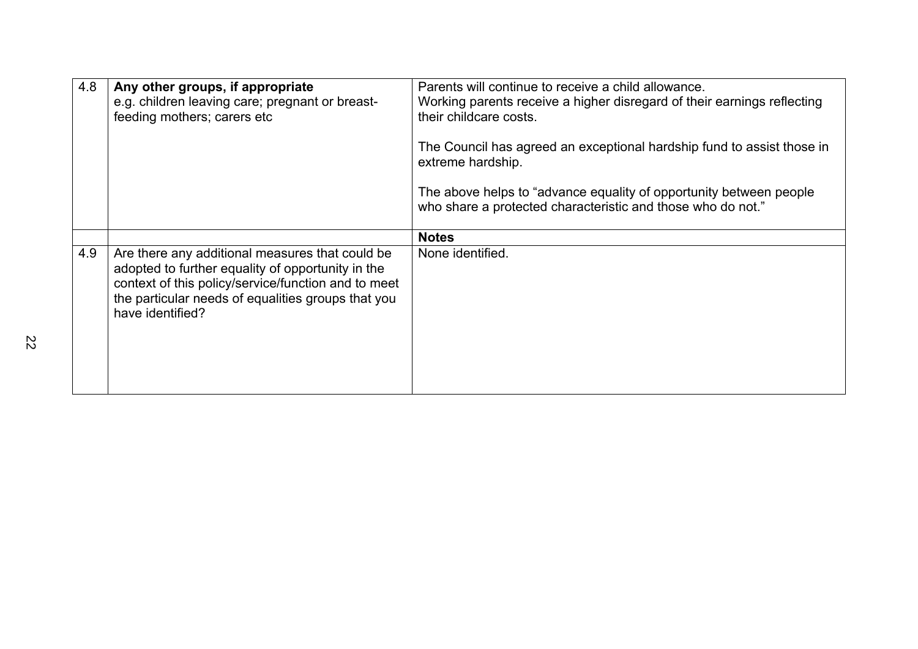| | | |
|---|---|---|
| 4.8 | **Any other groups, if appropriate**<br>e.g. children leaving care; pregnant or breast-feeding mothers; carers etc | Parents will continue to receive a child allowance.<br>Working parents receive a higher disregard of their earnings reflecting their childcare costs.<br><br>The Council has agreed an exceptional hardship fund to assist those in extreme hardship.<br><br>The above helps to "advance equality of opportunity between people who share a protected characteristic and those who do not." |
| | | **Notes** |
| 4.9 | Are there any additional measures that could be adopted to further equality of opportunity in the context of this policy/service/function and to meet the particular needs of equalities groups that you have identified? | None identified. |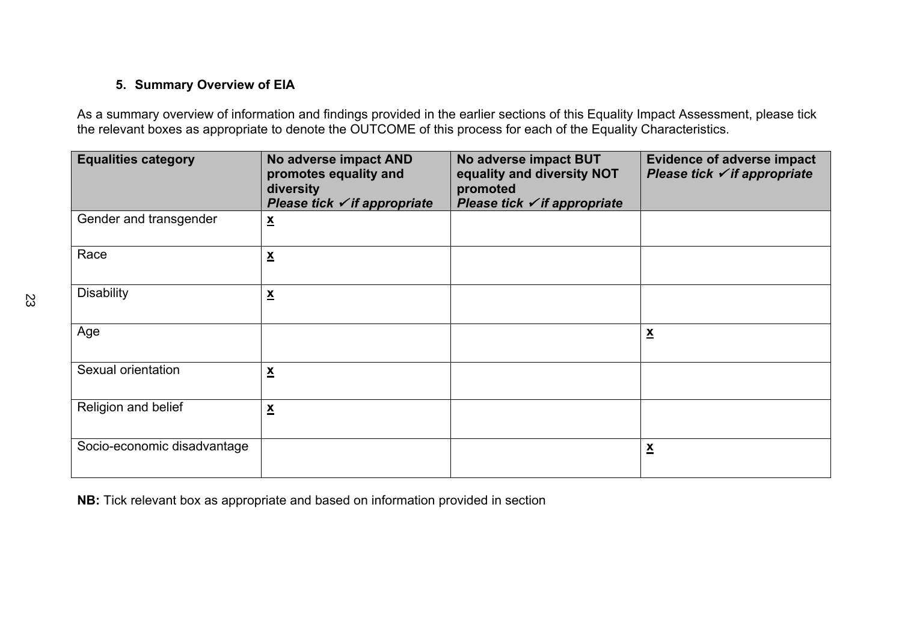### 5. Summary Overview of EIA

As a summary overview of information and findings provided in the earlier sections of this Equality Impact Assessment, please tick the relevant boxes as appropriate to denote the OUTCOME of this process for each of the Equality Characteristics.

| Equalities category | No adverse impact AND promotes equality and diversity *Please tick ✓ if appropriate* | No adverse impact BUT equality and diversity NOT promoted *Please tick ✓ if appropriate* | Evidence of adverse impact *Please tick ✓ if appropriate* |
|---|---|---|---|
| Gender and transgender | **x** | | |
| Race | **x** | | |
| Disability | **x** | | |
| Age | | | **x** |
| Sexual orientation | **x** | | |
| Religion and belief | **x** | | |
| Socio-economic disadvantage | | | **x** |

**NB:** Tick relevant box as appropriate and based on information provided in section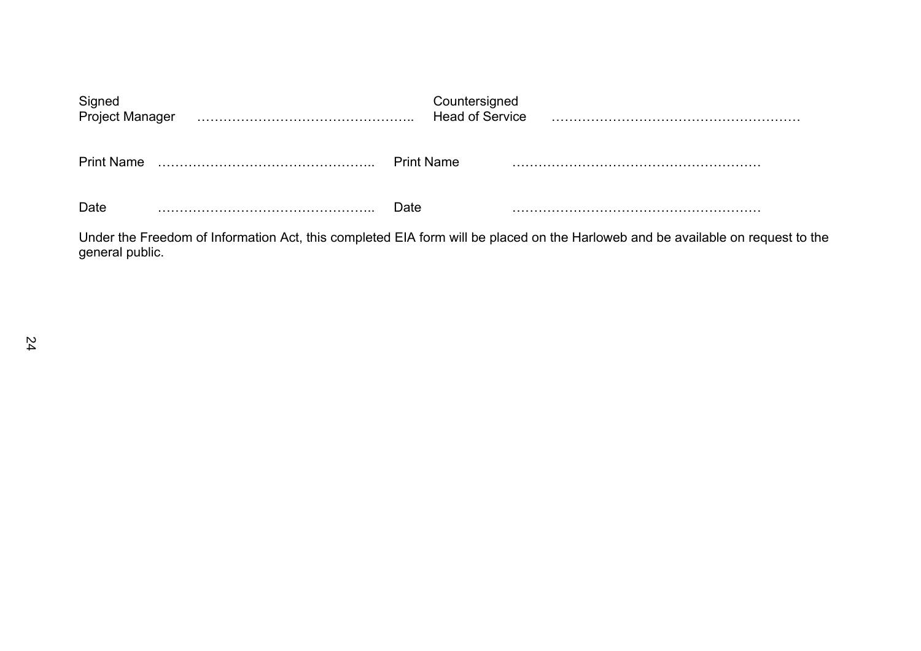| | | | |
|---|---|---|---|
| Signed<br>Project Manager | ………………………………………….. | Countersigned<br>Head of Service | ………………………………………………… |
| Print Name | ………………………………………….. | Print Name | ………………………………………………… |
| Date | ………………………………………….. | Date | ………………………………………………… |

Under the Freedom of Information Act, this completed EIA form will be placed on the Harloweb and be available on request to the general public.